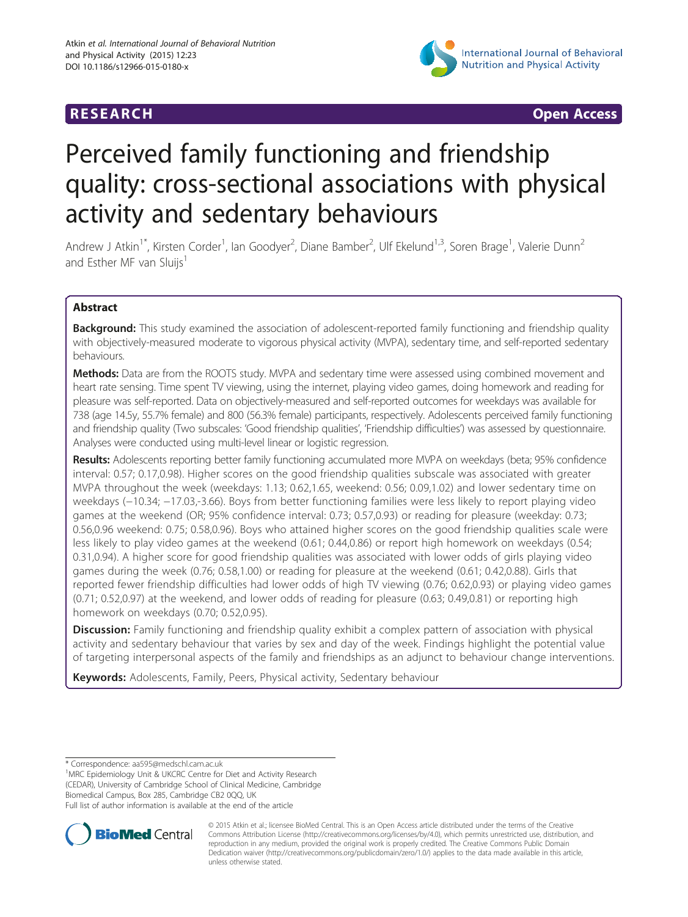# Perceived family functioning and friendship quality: cross-sectional associations with physical activity and sedentary behaviours

**RESEARCH** | **Open Access**

Andrew J Atkin[1*], Kirsten Corder[1], Ian Goodyer[2], Diane Bamber[2], Ulf Ekelund[1,3], Soren Brage[1], Valerie Dunn[2] and Esther MF van Sluijs[1]

## Abstract

**Background:** This study examined the association of adolescent-reported family functioning and friendship quality with objectively-measured moderate to vigorous physical activity (MVPA), sedentary time, and self-reported sedentary behaviours.

**Methods:** Data are from the ROOTS study. MVPA and sedentary time were assessed using combined movement and heart rate sensing. Time spent TV viewing, using the internet, playing video games, doing homework and reading for pleasure was self-reported. Data on objectively-measured and self-reported outcomes for weekdays was available for 738 (age 14.5y, 55.7% female) and 800 (56.3% female) participants, respectively. Adolescents perceived family functioning and friendship quality (Two subscales: 'Good friendship qualities', 'Friendship difficulties') was assessed by questionnaire. Analyses were conducted using multi-level linear or logistic regression.

**Results:** Adolescents reporting better family functioning accumulated more MVPA on weekdays (beta; 95% confidence interval: 0.57; 0.17,0.98). Higher scores on the good friendship qualities subscale was associated with greater MVPA throughout the week (weekdays: 1.13; 0.62,1.65, weekend: 0.56; 0.09,1.02) and lower sedentary time on weekdays (−10.34; −17.03,-3.66). Boys from better functioning families were less likely to report playing video games at the weekend (OR; 95% confidence interval: 0.73; 0.57,0.93) or reading for pleasure (weekday: 0.73; 0.56,0.96 weekend: 0.75; 0.58,0.96). Boys who attained higher scores on the good friendship qualities scale were less likely to play video games at the weekend (0.61; 0.44,0.86) or report high homework on weekdays (0.54; 0.31,0.94). A higher score for good friendship qualities was associated with lower odds of girls playing video games during the week (0.76; 0.58,1.00) or reading for pleasure at the weekend (0.61; 0.42,0.88). Girls that reported fewer friendship difficulties had lower odds of high TV viewing (0.76; 0.62,0.93) or playing video games (0.71; 0.52,0.97) at the weekend, and lower odds of reading for pleasure (0.63; 0.49,0.81) or reporting high homework on weekdays (0.70; 0.52,0.95).

**Discussion:** Family functioning and friendship quality exhibit a complex pattern of association with physical activity and sedentary behaviour that varies by sex and day of the week. Findings highlight the potential value of targeting interpersonal aspects of the family and friendships as an adjunct to behaviour change interventions.

**Keywords:** Adolescents, Family, Peers, Physical activity, Sedentary behaviour

\* Correspondence: aa595@medschl.cam.ac.uk

[1]MRC Epidemiology Unit & UKCRC Centre for Diet and Activity Research (CEDAR), University of Cambridge School of Clinical Medicine, Cambridge Biomedical Campus, Box 285, Cambridge CB2 0QQ, UK

Full list of author information is available at the end of the article

© 2015 Atkin et al.; licensee BioMed Central. This is an Open Access article distributed under the terms of the Creative Commons Attribution License (http://creativecommons.org/licenses/by/4.0), which permits unrestricted use, distribution, and reproduction in any medium, provided the original work is properly credited. The Creative Commons Public Domain Dedication waiver (http://creativecommons.org/publicdomain/zero/1.0/) applies to the data made available in this article, unless otherwise stated.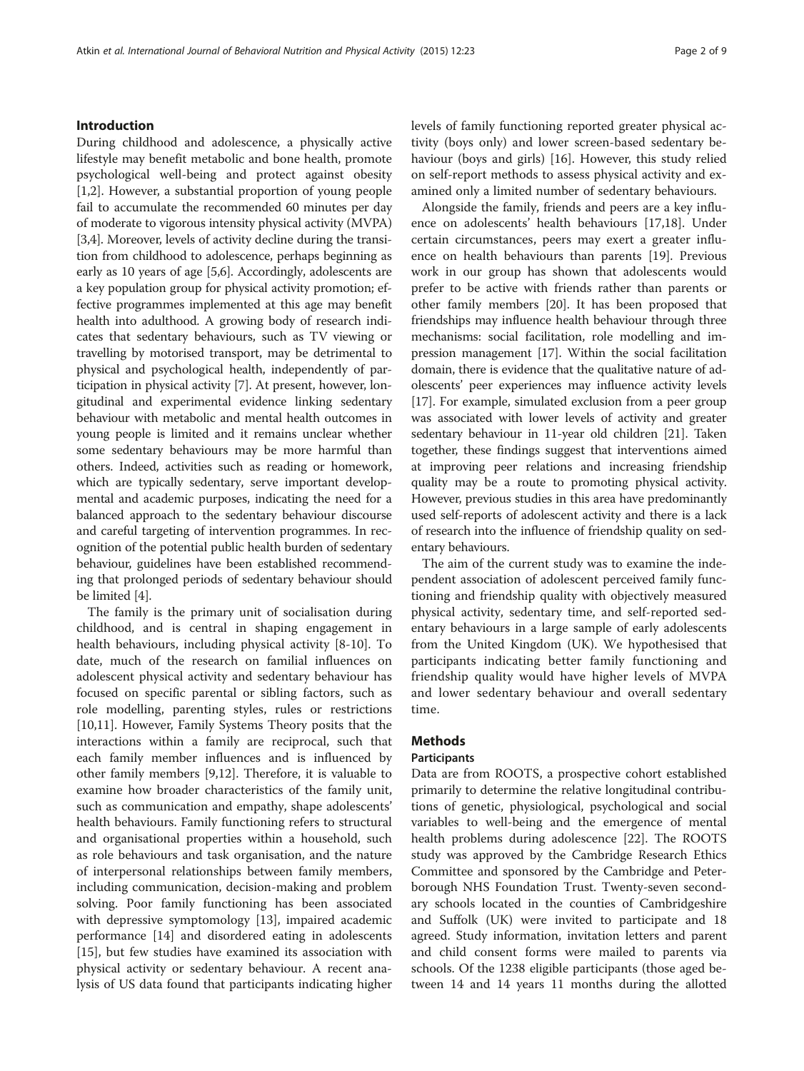## Introduction

During childhood and adolescence, a physically active lifestyle may benefit metabolic and bone health, promote psychological well-being and protect against obesity [1,2]. However, a substantial proportion of young people fail to accumulate the recommended 60 minutes per day of moderate to vigorous intensity physical activity (MVPA) [3,4]. Moreover, levels of activity decline during the transition from childhood to adolescence, perhaps beginning as early as 10 years of age [5,6]. Accordingly, adolescents are a key population group for physical activity promotion; effective programmes implemented at this age may benefit health into adulthood. A growing body of research indicates that sedentary behaviours, such as TV viewing or travelling by motorised transport, may be detrimental to physical and psychological health, independently of participation in physical activity [7]. At present, however, longitudinal and experimental evidence linking sedentary behaviour with metabolic and mental health outcomes in young people is limited and it remains unclear whether some sedentary behaviours may be more harmful than others. Indeed, activities such as reading or homework, which are typically sedentary, serve important developmental and academic purposes, indicating the need for a balanced approach to the sedentary behaviour discourse and careful targeting of intervention programmes. In recognition of the potential public health burden of sedentary behaviour, guidelines have been established recommending that prolonged periods of sedentary behaviour should be limited [4].

The family is the primary unit of socialisation during childhood, and is central in shaping engagement in health behaviours, including physical activity [8-10]. To date, much of the research on familial influences on adolescent physical activity and sedentary behaviour has focused on specific parental or sibling factors, such as role modelling, parenting styles, rules or restrictions [10,11]. However, Family Systems Theory posits that the interactions within a family are reciprocal, such that each family member influences and is influenced by other family members [9,12]. Therefore, it is valuable to examine how broader characteristics of the family unit, such as communication and empathy, shape adolescents' health behaviours. Family functioning refers to structural and organisational properties within a household, such as role behaviours and task organisation, and the nature of interpersonal relationships between family members, including communication, decision-making and problem solving. Poor family functioning has been associated with depressive symptomology [13], impaired academic performance [14] and disordered eating in adolescents [15], but few studies have examined its association with physical activity or sedentary behaviour. A recent analysis of US data found that participants indicating higher levels of family functioning reported greater physical activity (boys only) and lower screen-based sedentary behaviour (boys and girls) [16]. However, this study relied on self-report methods to assess physical activity and examined only a limited number of sedentary behaviours.

Alongside the family, friends and peers are a key influence on adolescents' health behaviours [17,18]. Under certain circumstances, peers may exert a greater influence on health behaviours than parents [19]. Previous work in our group has shown that adolescents would prefer to be active with friends rather than parents or other family members [20]. It has been proposed that friendships may influence health behaviour through three mechanisms: social facilitation, role modelling and impression management [17]. Within the social facilitation domain, there is evidence that the qualitative nature of adolescents' peer experiences may influence activity levels [17]. For example, simulated exclusion from a peer group was associated with lower levels of activity and greater sedentary behaviour in 11-year old children [21]. Taken together, these findings suggest that interventions aimed at improving peer relations and increasing friendship quality may be a route to promoting physical activity. However, previous studies in this area have predominantly used self-reports of adolescent activity and there is a lack of research into the influence of friendship quality on sedentary behaviours.

The aim of the current study was to examine the independent association of adolescent perceived family functioning and friendship quality with objectively measured physical activity, sedentary time, and self-reported sedentary behaviours in a large sample of early adolescents from the United Kingdom (UK). We hypothesised that participants indicating better family functioning and friendship quality would have higher levels of MVPA and lower sedentary behaviour and overall sedentary time.

## Methods

### Participants

Data are from ROOTS, a prospective cohort established primarily to determine the relative longitudinal contributions of genetic, physiological, psychological and social variables to well-being and the emergence of mental health problems during adolescence [22]. The ROOTS study was approved by the Cambridge Research Ethics Committee and sponsored by the Cambridge and Peterborough NHS Foundation Trust. Twenty-seven secondary schools located in the counties of Cambridgeshire and Suffolk (UK) were invited to participate and 18 agreed. Study information, invitation letters and parent and child consent forms were mailed to parents via schools. Of the 1238 eligible participants (those aged between 14 and 14 years 11 months during the allotted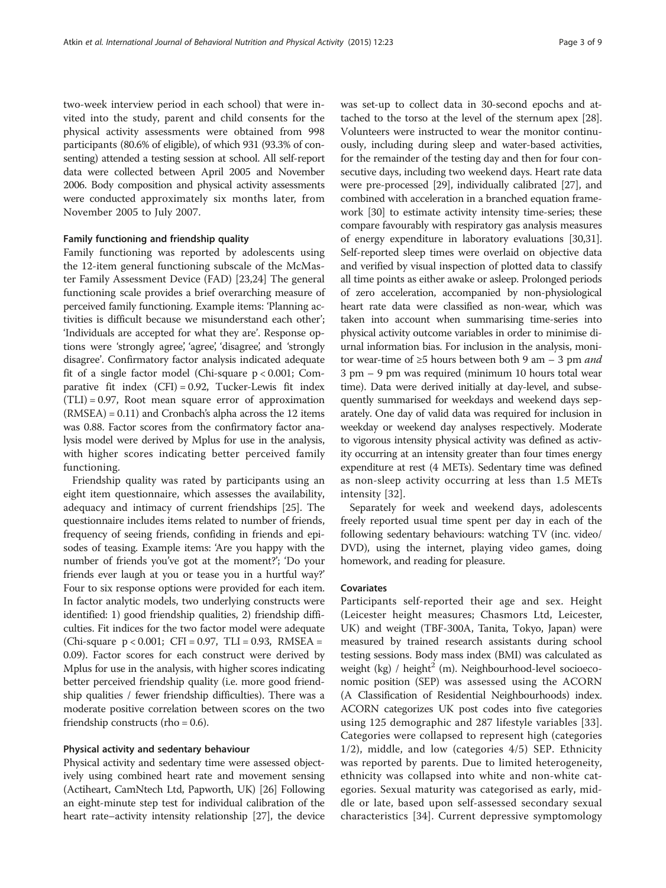two-week interview period in each school) that were invited into the study, parent and child consents for the physical activity assessments were obtained from 998 participants (80.6% of eligible), of which 931 (93.3% of consenting) attended a testing session at school. All self-report data were collected between April 2005 and November 2006. Body composition and physical activity assessments were conducted approximately six months later, from November 2005 to July 2007.

### Family functioning and friendship quality

Family functioning was reported by adolescents using the 12-item general functioning subscale of the McMaster Family Assessment Device (FAD) [23,24] The general functioning scale provides a brief overarching measure of perceived family functioning. Example items: 'Planning activities is difficult because we misunderstand each other'; 'Individuals are accepted for what they are'. Response options were 'strongly agree', 'agree', 'disagree', and 'strongly disagree'. Confirmatory factor analysis indicated adequate fit of a single factor model (Chi-square $p < 0.001$; Comparative fit index (CFI) = 0.92, Tucker-Lewis fit index (TLI) = 0.97, Root mean square error of approximation (RMSEA) = 0.11) and Cronbach's alpha across the 12 items was 0.88. Factor scores from the confirmatory factor analysis model were derived by Mplus for use in the analysis, with higher scores indicating better perceived family functioning.

Friendship quality was rated by participants using an eight item questionnaire, which assesses the availability, adequacy and intimacy of current friendships [25]. The questionnaire includes items related to number of friends, frequency of seeing friends, confiding in friends and episodes of teasing. Example items: 'Are you happy with the number of friends you've got at the moment?'; 'Do your friends ever laugh at you or tease you in a hurtful way?' Four to six response options were provided for each item. In factor analytic models, two underlying constructs were identified: 1) good friendship qualities, 2) friendship difficulties. Fit indices for the two factor model were adequate (Chi-square $p < 0.001$; CFI = 0.97, TLI = 0.93, RMSEA = 0.09). Factor scores for each construct were derived by Mplus for use in the analysis, with higher scores indicating better perceived friendship quality (i.e. more good friendship qualities / fewer friendship difficulties). There was a moderate positive correlation between scores on the two friendship constructs (rho = 0.6).

### Physical activity and sedentary behaviour

Physical activity and sedentary time were assessed objectively using combined heart rate and movement sensing (Actiheart, CamNtech Ltd, Papworth, UK) [26] Following an eight-minute step test for individual calibration of the heart rate–activity intensity relationship [27], the device was set-up to collect data in 30-second epochs and attached to the torso at the level of the sternum apex [28]. Volunteers were instructed to wear the monitor continuously, including during sleep and water-based activities, for the remainder of the testing day and then for four consecutive days, including two weekend days. Heart rate data were pre-processed [29], individually calibrated [27], and combined with acceleration in a branched equation framework [30] to estimate activity intensity time-series; these compare favourably with respiratory gas analysis measures of energy expenditure in laboratory evaluations [30,31]. Self-reported sleep times were overlaid on objective data and verified by visual inspection of plotted data to classify all time points as either awake or asleep. Prolonged periods of zero acceleration, accompanied by non-physiological heart rate data were classified as non-wear, which was taken into account when summarising time-series into physical activity outcome variables in order to minimise diurnal information bias. For inclusion in the analysis, monitor wear-time of ≥5 hours between both 9 am – 3 pm *and* 3 pm – 9 pm was required (minimum 10 hours total wear time). Data were derived initially at day-level, and subsequently summarised for weekdays and weekend days separately. One day of valid data was required for inclusion in weekday or weekend day analyses respectively. Moderate to vigorous intensity physical activity was defined as activity occurring at an intensity greater than four times energy expenditure at rest (4 METs). Sedentary time was defined as non-sleep activity occurring at less than 1.5 METs intensity [32].

Separately for week and weekend days, adolescents freely reported usual time spent per day in each of the following sedentary behaviours: watching TV (inc. video/DVD), using the internet, playing video games, doing homework, and reading for pleasure.

### Covariates

Participants self-reported their age and sex. Height (Leicester height measures; Chasmors Ltd, Leicester, UK) and weight (TBF-300A, Tanita, Tokyo, Japan) were measured by trained research assistants during school testing sessions. Body mass index (BMI) was calculated as weight (kg) / height$^2$ (m). Neighbourhood-level socioeconomic position (SEP) was assessed using the ACORN (A Classification of Residential Neighbourhoods) index. ACORN categorizes UK post codes into five categories using 125 demographic and 287 lifestyle variables [33]. Categories were collapsed to represent high (categories 1/2), middle, and low (categories 4/5) SEP. Ethnicity was reported by parents. Due to limited heterogeneity, ethnicity was collapsed into white and non-white categories. Sexual maturity was categorised as early, middle or late, based upon self-assessed secondary sexual characteristics [34]. Current depressive symptomology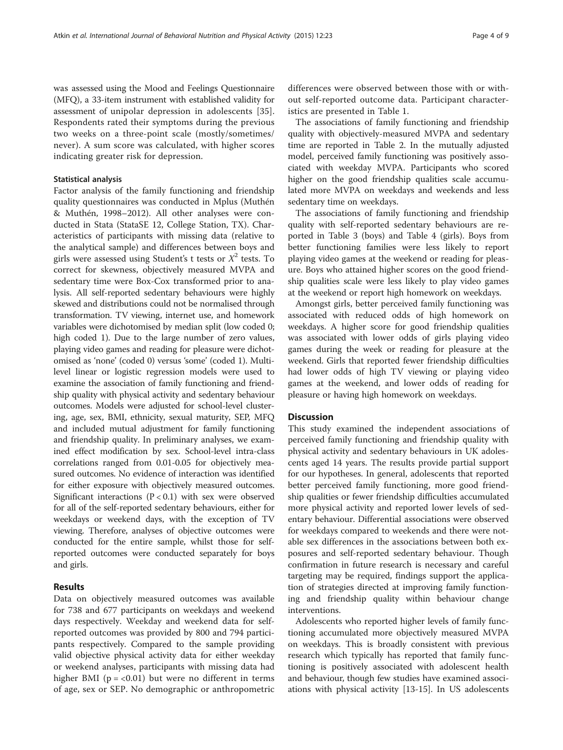was assessed using the Mood and Feelings Questionnaire (MFQ), a 33-item instrument with established validity for assessment of unipolar depression in adolescents [35]. Respondents rated their symptoms during the previous two weeks on a three-point scale (mostly/sometimes/never). A sum score was calculated, with higher scores indicating greater risk for depression.

### Statistical analysis

Factor analysis of the family functioning and friendship quality questionnaires was conducted in Mplus (Muthén & Muthén, 1998–2012). All other analyses were conducted in Stata (StataSE 12, College Station, TX). Characteristics of participants with missing data (relative to the analytical sample) and differences between boys and girls were assessed using Student's t tests or $X^2$ tests. To correct for skewness, objectively measured MVPA and sedentary time were Box-Cox transformed prior to analysis. All self-reported sedentary behaviours were highly skewed and distributions could not be normalised through transformation. TV viewing, internet use, and homework variables were dichotomised by median split (low coded 0; high coded 1). Due to the large number of zero values, playing video games and reading for pleasure were dichotomised as 'none' (coded 0) versus 'some' (coded 1). Multi-level linear or logistic regression models were used to examine the association of family functioning and friendship quality with physical activity and sedentary behaviour outcomes. Models were adjusted for school-level clustering, age, sex, BMI, ethnicity, sexual maturity, SEP, MFQ and included mutual adjustment for family functioning and friendship quality. In preliminary analyses, we examined effect modification by sex. School-level intra-class correlations ranged from 0.01-0.05 for objectively measured outcomes. No evidence of interaction was identified for either exposure with objectively measured outcomes. Significant interactions ($P < 0.1$) with sex were observed for all of the self-reported sedentary behaviours, either for weekdays or weekend days, with the exception of TV viewing. Therefore, analyses of objective outcomes were conducted for the entire sample, whilst those for self-reported outcomes were conducted separately for boys and girls.

## Results

Data on objectively measured outcomes was available for 738 and 677 participants on weekdays and weekend days respectively. Weekday and weekend data for self-reported outcomes was provided by 800 and 794 participants respectively. Compared to the sample providing valid objective physical activity data for either weekday or weekend analyses, participants with missing data had higher BMI ($p = <0.01$) but were no different in terms of age, sex or SEP. No demographic or anthropometric differences were observed between those with or without self-reported outcome data. Participant characteristics are presented in Table 1.

The associations of family functioning and friendship quality with objectively-measured MVPA and sedentary time are reported in Table 2. In the mutually adjusted model, perceived family functioning was positively associated with weekday MVPA. Participants who scored higher on the good friendship qualities scale accumulated more MVPA on weekdays and weekends and less sedentary time on weekdays.

The associations of family functioning and friendship quality with self-reported sedentary behaviours are reported in Table 3 (boys) and Table 4 (girls). Boys from better functioning families were less likely to report playing video games at the weekend or reading for pleasure. Boys who attained higher scores on the good friendship qualities scale were less likely to play video games at the weekend or report high homework on weekdays.

Amongst girls, better perceived family functioning was associated with reduced odds of high homework on weekdays. A higher score for good friendship qualities was associated with lower odds of girls playing video games during the week or reading for pleasure at the weekend. Girls that reported fewer friendship difficulties had lower odds of high TV viewing or playing video games at the weekend, and lower odds of reading for pleasure or having high homework on weekdays.

## Discussion

This study examined the independent associations of perceived family functioning and friendship quality with physical activity and sedentary behaviours in UK adolescents aged 14 years. The results provide partial support for our hypotheses. In general, adolescents that reported better perceived family functioning, more good friendship qualities or fewer friendship difficulties accumulated more physical activity and reported lower levels of sedentary behaviour. Differential associations were observed for weekdays compared to weekends and there were notable sex differences in the associations between both exposures and self-reported sedentary behaviour. Though confirmation in future research is necessary and careful targeting may be required, findings support the application of strategies directed at improving family functioning and friendship quality within behaviour change interventions.

Adolescents who reported higher levels of family functioning accumulated more objectively measured MVPA on weekdays. This is broadly consistent with previous research which typically has reported that family functioning is positively associated with adolescent health and behaviour, though few studies have examined associations with physical activity [13-15]. In US adolescents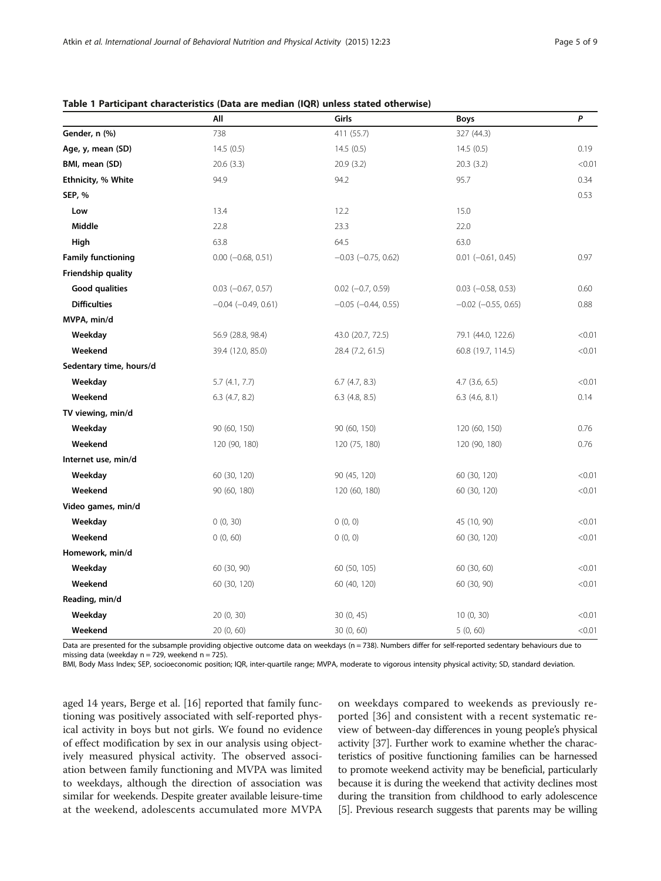**Table 1 Participant characteristics (Data are median (IQR) unless stated otherwise)**

| | All | Girls | Boys | P |
|---|---|---|---|---|
| **Gender, n (%)** | 738 | 411 (55.7) | 327 (44.3) | |
| **Age, y, mean (SD)** | 14.5 (0.5) | 14.5 (0.5) | 14.5 (0.5) | 0.19 |
| **BMI, mean (SD)** | 20.6 (3.3) | 20.9 (3.2) | 20.3 (3.2) | <0.01 |
| **Ethnicity, % White** | 94.9 | 94.2 | 95.7 | 0.34 |
| **SEP, %** | | | | 0.53 |
| **Low** | 13.4 | 12.2 | 15.0 | |
| **Middle** | 22.8 | 23.3 | 22.0 | |
| **High** | 63.8 | 64.5 | 63.0 | |
| **Family functioning** | 0.00 (−0.68, 0.51) | −0.03 (−0.75, 0.62) | 0.01 (−0.61, 0.45) | 0.97 |
| **Friendship quality** | | | | |
| **Good qualities** | 0.03 (−0.67, 0.57) | 0.02 (−0.7, 0.59) | 0.03 (−0.58, 0.53) | 0.60 |
| **Difficulties** | −0.04 (−0.49, 0.61) | −0.05 (−0.44, 0.55) | −0.02 (−0.55, 0.65) | 0.88 |
| **MVPA, min/d** | | | | |
| **Weekday** | 56.9 (28.8, 98.4) | 43.0 (20.7, 72.5) | 79.1 (44.0, 122.6) | <0.01 |
| **Weekend** | 39.4 (12.0, 85.0) | 28.4 (7.2, 61.5) | 60.8 (19.7, 114.5) | <0.01 |
| **Sedentary time, hours/d** | | | | |
| **Weekday** | 5.7 (4.1, 7.7) | 6.7 (4.7, 8.3) | 4.7 (3.6, 6.5) | <0.01 |
| **Weekend** | 6.3 (4.7, 8.2) | 6.3 (4.8, 8.5) | 6.3 (4.6, 8.1) | 0.14 |
| **TV viewing, min/d** | | | | |
| **Weekday** | 90 (60, 150) | 90 (60, 150) | 120 (60, 150) | 0.76 |
| **Weekend** | 120 (90, 180) | 120 (75, 180) | 120 (90, 180) | 0.76 |
| **Internet use, min/d** | | | | |
| **Weekday** | 60 (30, 120) | 90 (45, 120) | 60 (30, 120) | <0.01 |
| **Weekend** | 90 (60, 180) | 120 (60, 180) | 60 (30, 120) | <0.01 |
| **Video games, min/d** | | | | |
| **Weekday** | 0 (0, 30) | 0 (0, 0) | 45 (10, 90) | <0.01 |
| **Weekend** | 0 (0, 60) | 0 (0, 0) | 60 (30, 120) | <0.01 |
| **Homework, min/d** | | | | |
| **Weekday** | 60 (30, 90) | 60 (50, 105) | 60 (30, 60) | <0.01 |
| **Weekend** | 60 (30, 120) | 60 (40, 120) | 60 (30, 90) | <0.01 |
| **Reading, min/d** | | | | |
| **Weekday** | 20 (0, 30) | 30 (0, 45) | 10 (0, 30) | <0.01 |
| **Weekend** | 20 (0, 60) | 30 (0, 60) | 5 (0, 60) | <0.01 |

Data are presented for the subsample providing objective outcome data on weekdays (n = 738). Numbers differ for self-reported sedentary behaviours due to missing data (weekday n = 729, weekend n = 725).

BMI, Body Mass Index; SEP, socioeconomic position; IQR, inter-quartile range; MVPA, moderate to vigorous intensity physical activity; SD, standard deviation.

aged 14 years, Berge et al. [16] reported that family functioning was positively associated with self-reported physical activity in boys but not girls. We found no evidence of effect modification by sex in our analysis using objectively measured physical activity. The observed association between family functioning and MVPA was limited to weekdays, although the direction of association was similar for weekends. Despite greater available leisure-time at the weekend, adolescents accumulated more MVPA on weekdays compared to weekends as previously reported [36] and consistent with a recent systematic review of between-day differences in young people's physical activity [37]. Further work to examine whether the characteristics of positive functioning families can be harnessed to promote weekend activity may be beneficial, particularly because it is during the weekend that activity declines most during the transition from childhood to early adolescence [5]. Previous research suggests that parents may be willing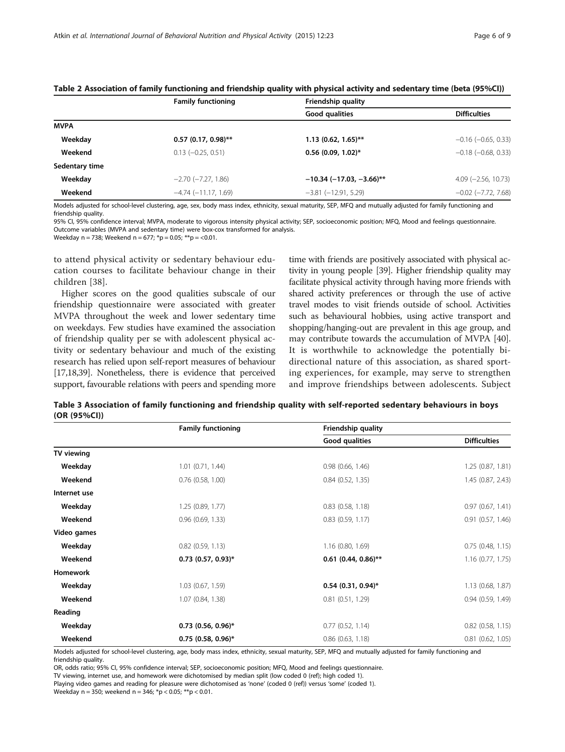**Table 2 Association of family functioning and friendship quality with physical activity and sedentary time (beta (95%CI))**

| | Family functioning | Friendship quality | |
|---|---|---|---|
| | | Good qualities | Difficulties |
| **MVPA** | | | |
| Weekday | **0.57 (0.17, 0.98)**** | **1.13 (0.62, 1.65)**** | −0.16 (−0.65, 0.33) |
| Weekend | 0.13 (−0.25, 0.51) | **0.56 (0.09, 1.02)*** | −0.18 (−0.68, 0.33) |
| **Sedentary time** | | | |
| Weekday | −2.70 (−7.27, 1.86) | **−10.34 (−17.03, −3.66)**** | 4.09 (−2.56, 10.73) |
| Weekend | −4.74 (−11.17, 1.69) | −3.81 (−12.91, 5.29) | −0.02 (−7.72, 7.68) |

Models adjusted for school-level clustering, age, sex, body mass index, ethnicity, sexual maturity, SEP, MFQ and mutually adjusted for family functioning and friendship quality.
95% CI, 95% confidence interval; MVPA, moderate to vigorous intensity physical activity; SEP, socioeconomic position; MFQ, Mood and feelings questionnaire.
Outcome variables (MVPA and sedentary time) were box-cox transformed for analysis.
Weekday n = 738; Weekend n = 677; *p = 0.05; **p = <0.01.

to attend physical activity or sedentary behaviour education courses to facilitate behaviour change in their children [38].

Higher scores on the good qualities subscale of our friendship questionnaire were associated with greater MVPA throughout the week and lower sedentary time on weekdays. Few studies have examined the association of friendship quality per se with adolescent physical activity or sedentary behaviour and much of the existing research has relied upon self-report measures of behaviour [17,18,39]. Nonetheless, there is evidence that perceived support, favourable relations with peers and spending more time with friends are positively associated with physical activity in young people [39]. Higher friendship quality may facilitate physical activity through having more friends with shared activity preferences or through the use of active travel modes to visit friends outside of school. Activities such as behavioural hobbies, using active transport and shopping/hanging-out are prevalent in this age group, and may contribute towards the accumulation of MVPA [40]. It is worthwhile to acknowledge the potentially bi-directional nature of this association, as shared sporting experiences, for example, may serve to strengthen and improve friendships between adolescents. Subject

**Table 3 Association of family functioning and friendship quality with self-reported sedentary behaviours in boys (OR (95%CI))**

| | Family functioning | Friendship quality | |
|---|---|---|---|
| | | Good qualities | Difficulties |
| **TV viewing** | | | |
| Weekday | 1.01 (0.71, 1.44) | 0.98 (0.66, 1.46) | 1.25 (0.87, 1.81) |
| Weekend | 0.76 (0.58, 1.00) | 0.84 (0.52, 1.35) | 1.45 (0.87, 2.43) |
| **Internet use** | | | |
| Weekday | 1.25 (0.89, 1.77) | 0.83 (0.58, 1.18) | 0.97 (0.67, 1.41) |
| Weekend | 0.96 (0.69, 1.33) | 0.83 (0.59, 1.17) | 0.91 (0.57, 1.46) |
| **Video games** | | | |
| Weekday | 0.82 (0.59, 1.13) | 1.16 (0.80, 1.69) | 0.75 (0.48, 1.15) |
| Weekend | **0.73 (0.57, 0.93)*** | **0.61 (0.44, 0.86)**** | 1.16 (0.77, 1.75) |
| **Homework** | | | |
| Weekday | 1.03 (0.67, 1.59) | **0.54 (0.31, 0.94)*** | 1.13 (0.68, 1.87) |
| Weekend | 1.07 (0.84, 1.38) | 0.81 (0.51, 1.29) | 0.94 (0.59, 1.49) |
| **Reading** | | | |
| Weekday | **0.73 (0.56, 0.96)*** | 0.77 (0.52, 1.14) | 0.82 (0.58, 1.15) |
| Weekend | **0.75 (0.58, 0.96)*** | 0.86 (0.63, 1.18) | 0.81 (0.62, 1.05) |

Models adjusted for school-level clustering, age, body mass index, ethnicity, sexual maturity, SEP, MFQ and mutually adjusted for family functioning and friendship quality.
OR, odds ratio; 95% CI, 95% confidence interval; SEP, socioeconomic position; MFQ, Mood and feelings questionnaire.
TV viewing, internet use, and homework were dichotomised by median split (low coded 0 (ref); high coded 1).
Playing video games and reading for pleasure were dichotomised as 'none' (coded 0 (ref)) versus 'some' (coded 1).
Weekday n = 350; weekend n = 346; *p < 0.05; **p < 0.01.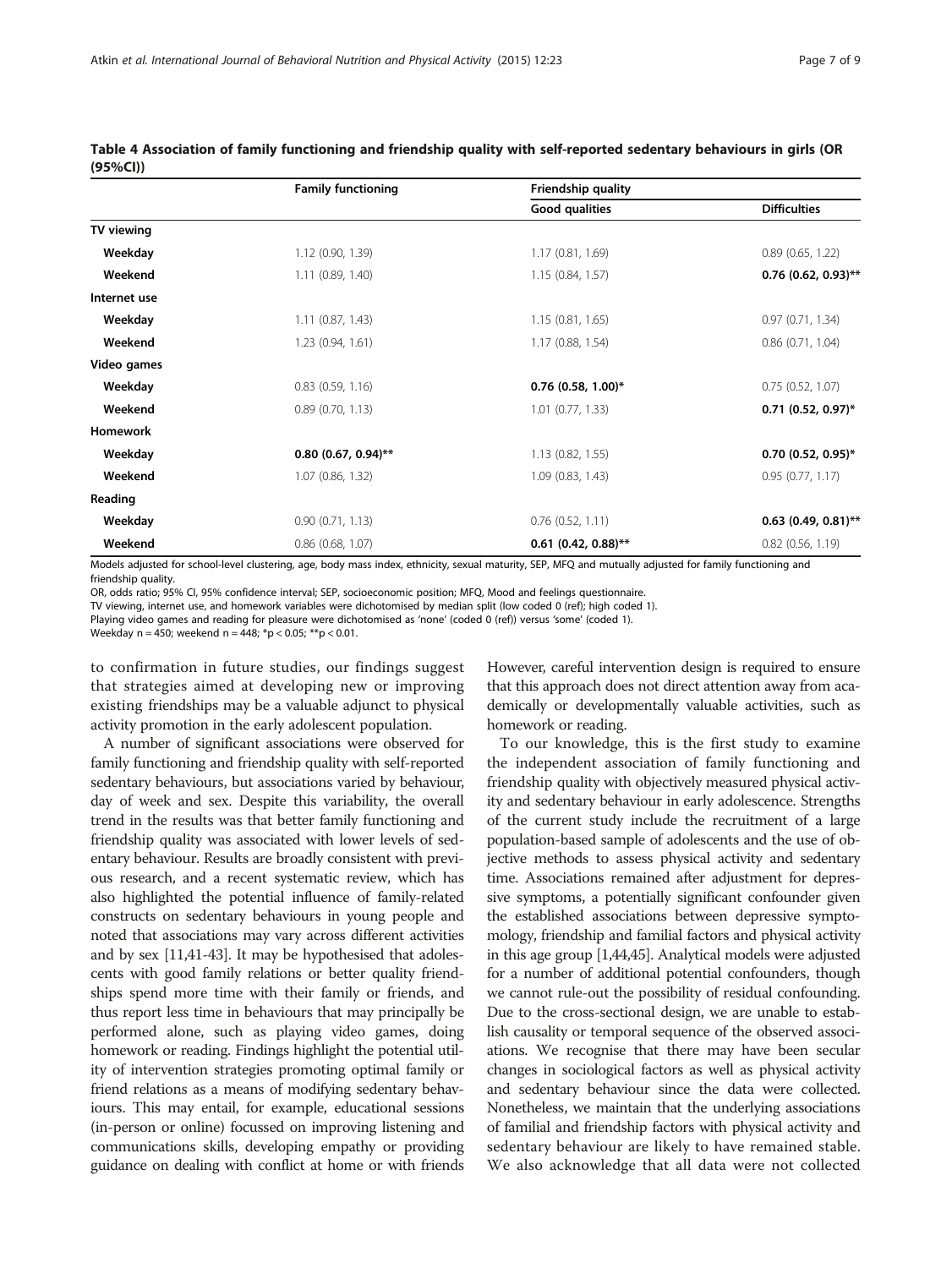**Table 4 Association of family functioning and friendship quality with self-reported sedentary behaviours in girls (OR (95%CI))**

| | Family functioning | Friendship quality | |
|---|---|---|---|
| | | Good qualities | Difficulties |
| **TV viewing** | | | |
| **Weekday** | 1.12 (0.90, 1.39) | 1.17 (0.81, 1.69) | 0.89 (0.65, 1.22) |
| **Weekend** | 1.11 (0.89, 1.40) | 1.15 (0.84, 1.57) | **0.76 (0.62, 0.93)**** |
| **Internet use** | | | |
| **Weekday** | 1.11 (0.87, 1.43) | 1.15 (0.81, 1.65) | 0.97 (0.71, 1.34) |
| **Weekend** | 1.23 (0.94, 1.61) | 1.17 (0.88, 1.54) | 0.86 (0.71, 1.04) |
| **Video games** | | | |
| **Weekday** | 0.83 (0.59, 1.16) | **0.76 (0.58, 1.00)*** | 0.75 (0.52, 1.07) |
| **Weekend** | 0.89 (0.70, 1.13) | 1.01 (0.77, 1.33) | **0.71 (0.52, 0.97)*** |
| **Homework** | | | |
| **Weekday** | **0.80 (0.67, 0.94)**** | 1.13 (0.82, 1.55) | **0.70 (0.52, 0.95)*** |
| **Weekend** | 1.07 (0.86, 1.32) | 1.09 (0.83, 1.43) | 0.95 (0.77, 1.17) |
| **Reading** | | | |
| **Weekday** | 0.90 (0.71, 1.13) | 0.76 (0.52, 1.11) | **0.63 (0.49, 0.81)**** |
| **Weekend** | 0.86 (0.68, 1.07) | **0.61 (0.42, 0.88)**** | 0.82 (0.56, 1.19) |

Models adjusted for school-level clustering, age, body mass index, ethnicity, sexual maturity, SEP, MFQ and mutually adjusted for family functioning and friendship quality.

OR, odds ratio; 95% CI, 95% confidence interval; SEP, socioeconomic position; MFQ, Mood and feelings questionnaire.

TV viewing, internet use, and homework variables were dichotomised by median split (low coded 0 (ref); high coded 1).

Playing video games and reading for pleasure were dichotomised as 'none' (coded 0 (ref)) versus 'some' (coded 1).

Weekday n = 450; weekend n = 448; *$p < 0.05$; **$p < 0.01$.

to confirmation in future studies, our findings suggest that strategies aimed at developing new or improving existing friendships may be a valuable adjunct to physical activity promotion in the early adolescent population.

A number of significant associations were observed for family functioning and friendship quality with self-reported sedentary behaviours, but associations varied by behaviour, day of week and sex. Despite this variability, the overall trend in the results was that better family functioning and friendship quality was associated with lower levels of sedentary behaviour. Results are broadly consistent with previous research, and a recent systematic review, which has also highlighted the potential influence of family-related constructs on sedentary behaviours in young people and noted that associations may vary across different activities and by sex [11,41-43]. It may be hypothesised that adolescents with good family relations or better quality friendships spend more time with their family or friends, and thus report less time in behaviours that may principally be performed alone, such as playing video games, doing homework or reading. Findings highlight the potential utility of intervention strategies promoting optimal family or friend relations as a means of modifying sedentary behaviours. This may entail, for example, educational sessions (in-person or online) focussed on improving listening and communications skills, developing empathy or providing guidance on dealing with conflict at home or with friends. However, careful intervention design is required to ensure that this approach does not direct attention away from academically or developmentally valuable activities, such as homework or reading.

To our knowledge, this is the first study to examine the independent association of family functioning and friendship quality with objectively measured physical activity and sedentary behaviour in early adolescence. Strengths of the current study include the recruitment of a large population-based sample of adolescents and the use of objective methods to assess physical activity and sedentary time. Associations remained after adjustment for depressive symptoms, a potentially significant confounder given the established associations between depressive symptomology, friendship and familial factors and physical activity in this age group [1,44,45]. Analytical models were adjusted for a number of additional potential confounders, though we cannot rule-out the possibility of residual confounding. Due to the cross-sectional design, we are unable to establish causality or temporal sequence of the observed associations. We recognise that there may have been secular changes in sociological factors as well as physical activity and sedentary behaviour since the data were collected. Nonetheless, we maintain that the underlying associations of familial and friendship factors with physical activity and sedentary behaviour are likely to have remained stable. We also acknowledge that all data were not collected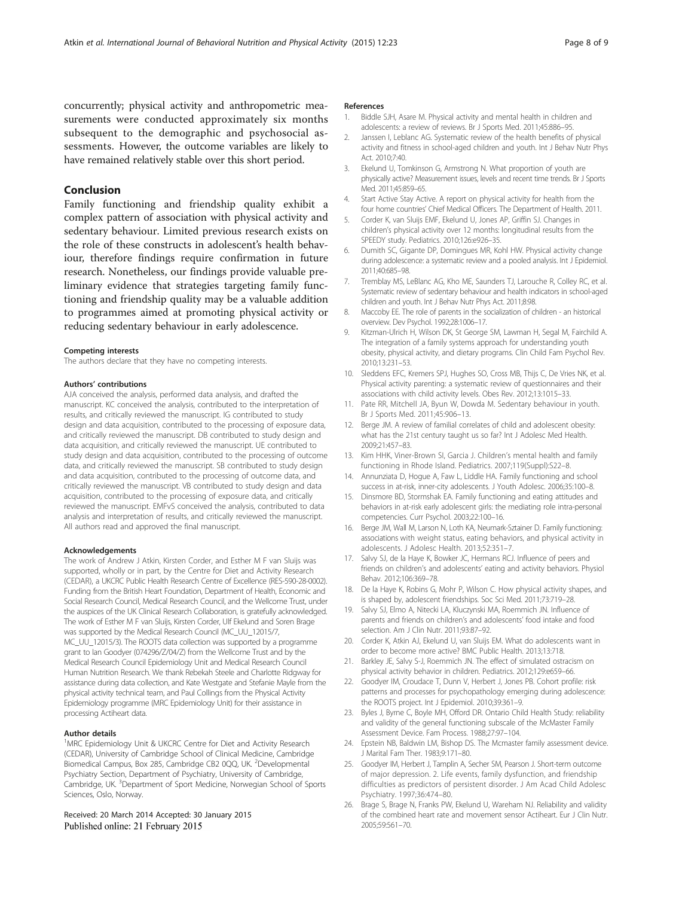concurrently; physical activity and anthropometric measurements were conducted approximately six months subsequent to the demographic and psychosocial assessments. However, the outcome variables are likely to have remained relatively stable over this short period.

## Conclusion

Family functioning and friendship quality exhibit a complex pattern of association with physical activity and sedentary behaviour. Limited previous research exists on the role of these constructs in adolescent's health behaviour, therefore findings require confirmation in future research. Nonetheless, our findings provide valuable preliminary evidence that strategies targeting family functioning and friendship quality may be a valuable addition to programmes aimed at promoting physical activity or reducing sedentary behaviour in early adolescence.

#### Competing interests

The authors declare that they have no competing interests.

#### Authors' contributions

AJA conceived the analysis, performed data analysis, and drafted the manuscript. KC conceived the analysis, contributed to the interpretation of results, and critically reviewed the manuscript. IG contributed to study design and data acquisition, contributed to the processing of exposure data, and critically reviewed the manuscript. DB contributed to study design and data acquisition, and critically reviewed the manuscript. UE contributed to study design and data acquisition, contributed to the processing of outcome data, and critically reviewed the manuscript. SB contributed to study design and data acquisition, contributed to the processing of outcome data, and critically reviewed the manuscript. VB contributed to study design and data acquisition, contributed to the processing of exposure data, and critically reviewed the manuscript. EMFvS conceived the analysis, contributed to data analysis and interpretation of results, and critically reviewed the manuscript. All authors read and approved the final manuscript.

#### Acknowledgements

The work of Andrew J Atkin, Kirsten Corder, and Esther M F van Sluijs was supported, wholly or in part, by the Centre for Diet and Activity Research (CEDAR), a UKCRC Public Health Research Centre of Excellence (RES-590-28-0002). Funding from the British Heart Foundation, Department of Health, Economic and Social Research Council, Medical Research Council, and the Wellcome Trust, under the auspices of the UK Clinical Research Collaboration, is gratefully acknowledged. The work of Esther M F van Sluijs, Kirsten Corder, Ulf Ekelund and Soren Brage was supported by the Medical Research Council (MC_UU_12015/7, MC_UU_12015/3). The ROOTS data collection was supported by a programme grant to Ian Goodyer (074296/Z/04/Z) from the Wellcome Trust and by the Medical Research Council Epidemiology Unit and Medical Research Council Human Nutrition Research. We thank Rebekah Steele and Charlotte Ridgway for assistance during data collection, and Kate Westgate and Stefanie Mayle from the physical activity technical team, and Paul Collings from the Physical Activity Epidemiology programme (MRC Epidemiology Unit) for their assistance in processing Actiheart data.

#### Author details

[1]MRC Epidemiology Unit & UKCRC Centre for Diet and Activity Research (CEDAR), University of Cambridge School of Clinical Medicine, Cambridge Biomedical Campus, Box 285, Cambridge CB2 0QQ, UK. [2]Developmental Psychiatry Section, Department of Psychiatry, University of Cambridge, Cambridge, UK. [3]Department of Sport Medicine, Norwegian School of Sports Sciences, Oslo, Norway.

Received: 20 March 2014 Accepted: 30 January 2015
Published online: 21 February 2015

#### References

1. Biddle SJH, Asare M. Physical activity and mental health in children and adolescents: a review of reviews. Br J Sports Med. 2011;45:886–95.
2. Janssen I, Leblanc AG. Systematic review of the health benefits of physical activity and fitness in school-aged children and youth. Int J Behav Nutr Phys Act. 2010;7:40.
3. Ekelund U, Tomkinson G, Armstrong N. What proportion of youth are physically active? Measurement issues, levels and recent time trends. Br J Sports Med. 2011;45:859–65.
4. Start Active Stay Active. A report on physical activity for health from the four home countries' Chief Medical Officers. The Department of Health. 2011.
5. Corder K, van Sluijs EMF, Ekelund U, Jones AP, Griffin SJ. Changes in children's physical activity over 12 months: longitudinal results from the SPEEDY study. Pediatrics. 2010;126:e926–35.
6. Dumith SC, Gigante DP, Domingues MR, Kohl HW. Physical activity change during adolescence: a systematic review and a pooled analysis. Int J Epidemiol. 2011;40:685–98.
7. Tremblay MS, LeBlanc AG, Kho ME, Saunders TJ, Larouche R, Colley RC, et al. Systematic review of sedentary behaviour and health indicators in school-aged children and youth. Int J Behav Nutr Phys Act. 2011;8:98.
8. Maccoby EE. The role of parents in the socialization of children - an historical overview. Dev Psychol. 1992;28:1006–17.
9. Kitzman-Ulrich H, Wilson DK, St George SM, Lawman H, Segal M, Fairchild A. The integration of a family systems approach for understanding youth obesity, physical activity, and dietary programs. Clin Child Fam Psychol Rev. 2010;13:231–53.
10. Sleddens EFC, Kremers SPJ, Hughes SO, Cross MB, Thijs C, De Vries NK, et al. Physical activity parenting: a systematic review of questionnaires and their associations with child activity levels. Obes Rev. 2012;13:1015–33.
11. Pate RR, Mitchell JA, Byun W, Dowda M. Sedentary behaviour in youth. Br J Sports Med. 2011;45:906–13.
12. Berge JM. A review of familial correlates of child and adolescent obesity: what has the 21st century taught us so far? Int J Adolesc Med Health. 2009;21:457–83.
13. Kim HHK, Viner-Brown SI, Garcia J. Children's mental health and family functioning in Rhode Island. Pediatrics. 2007;119(Suppl):S22–8.
14. Annunziata D, Hogue A, Faw L, Liddle HA. Family functioning and school success in at-risk, inner-city adolescents. J Youth Adolesc. 2006;35:100–8.
15. Dinsmore BD, Stormshak EA. Family functioning and eating attitudes and behaviors in at-risk early adolescent girls: the mediating role intra-personal competencies. Curr Psychol. 2003;22:100–16.
16. Berge JM, Wall M, Larson N, Loth KA, Neumark-Sztainer D. Family functioning: associations with weight status, eating behaviors, and physical activity in adolescents. J Adolesc Health. 2013;52:351–7.
17. Salvy SJ, de la Haye K, Bowker JC, Hermans RCJ. Influence of peers and friends on children's and adolescents' eating and activity behaviors. Physiol Behav. 2012;106:369–78.
18. De la Haye K, Robins G, Mohr P, Wilson C. How physical activity shapes, and is shaped by, adolescent friendships. Soc Sci Med. 2011;73:719–28.
19. Salvy SJ, Elmo A, Nitecki LA, Kluczynski MA, Roemmich JN. Influence of parents and friends on children's and adolescents' food intake and food selection. Am J Clin Nutr. 2011;93:87–92.
20. Corder K, Atkin AJ, Ekelund U, van Sluijs EM. What do adolescents want in order to become more active? BMC Public Health. 2013;13:718.
21. Barkley JE, Salvy S-J, Roemmich JN. The effect of simulated ostracism on physical activity behavior in children. Pediatrics. 2012;129:e659–66.
22. Goodyer IM, Croudace T, Dunn V, Herbert J, Jones PB. Cohort profile: risk patterns and processes for psychopathology emerging during adolescence: the ROOTS project. Int J Epidemiol. 2010;39:361–9.
23. Byles J, Byrne C, Boyle MH, Offord DR. Ontario Child Health Study: reliability and validity of the general functioning subscale of the McMaster Family Assessment Device. Fam Process. 1988;27:97–104.
24. Epstein NB, Baldwin LM, Bishop DS. The Mcmaster family assessment device. J Marital Fam Ther. 1983;9:171–80.
25. Goodyer IM, Herbert J, Tamplin A, Secher SM, Pearson J. Short-term outcome of major depression. 2. Life events, family dysfunction, and friendship difficulties as predictors of persistent disorder. J Am Acad Child Adolesc Psychiatry. 1997;36:474–80.
26. Brage S, Brage N, Franks PW, Ekelund U, Wareham NJ. Reliability and validity of the combined heart rate and movement sensor Actiheart. Eur J Clin Nutr. 2005;59:561–70.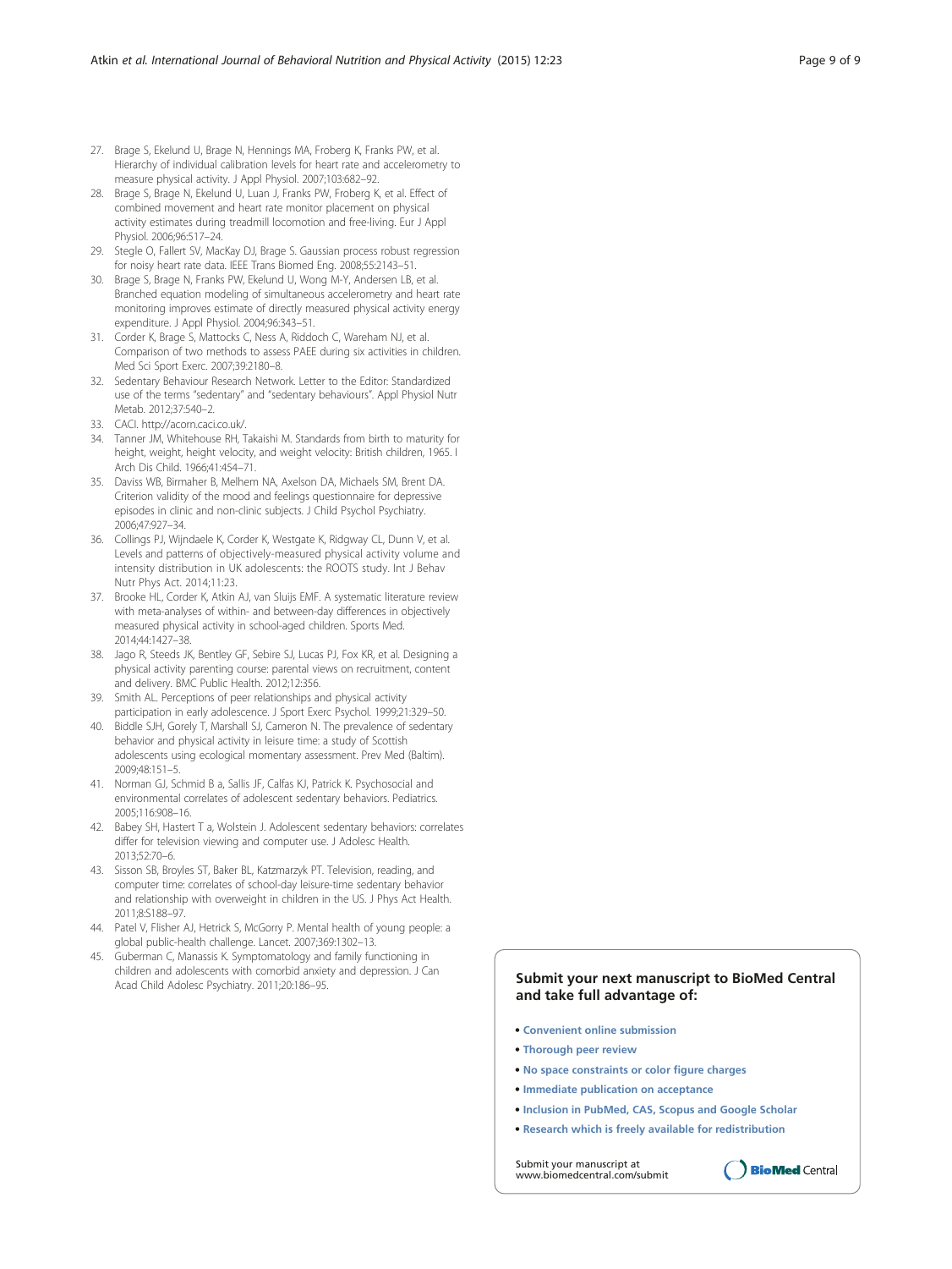27. Brage S, Ekelund U, Brage N, Hennings MA, Froberg K, Franks PW, et al. Hierarchy of individual calibration levels for heart rate and accelerometry to measure physical activity. J Appl Physiol. 2007;103:682–92.
28. Brage S, Brage N, Ekelund U, Luan J, Franks PW, Froberg K, et al. Effect of combined movement and heart rate monitor placement on physical activity estimates during treadmill locomotion and free-living. Eur J Appl Physiol. 2006;96:517–24.
29. Stegle O, Fallert SV, MacKay DJ, Brage S. Gaussian process robust regression for noisy heart rate data. IEEE Trans Biomed Eng. 2008;55:2143–51.
30. Brage S, Brage N, Franks PW, Ekelund U, Wong M-Y, Andersen LB, et al. Branched equation modeling of simultaneous accelerometry and heart rate monitoring improves estimate of directly measured physical activity energy expenditure. J Appl Physiol. 2004;96:343–51.
31. Corder K, Brage S, Mattocks C, Ness A, Riddoch C, Wareham NJ, et al. Comparison of two methods to assess PAEE during six activities in children. Med Sci Sport Exerc. 2007;39:2180–8.
32. Sedentary Behaviour Research Network. Letter to the Editor: Standardized use of the terms "sedentary" and "sedentary behaviours". Appl Physiol Nutr Metab. 2012;37:540–2.
33. CACI. http://acorn.caci.co.uk/.
34. Tanner JM, Whitehouse RH, Takaishi M. Standards from birth to maturity for height, weight, height velocity, and weight velocity: British children, 1965. I Arch Dis Child. 1966;41:454–71.
35. Daviss WB, Birmaher B, Melhem NA, Axelson DA, Michaels SM, Brent DA. Criterion validity of the mood and feelings questionnaire for depressive episodes in clinic and non-clinic subjects. J Child Psychol Psychiatry. 2006;47:927–34.
36. Collings PJ, Wijndaele K, Corder K, Westgate K, Ridgway CL, Dunn V, et al. Levels and patterns of objectively-measured physical activity volume and intensity distribution in UK adolescents: the ROOTS study. Int J Behav Nutr Phys Act. 2014;11:23.
37. Brooke HL, Corder K, Atkin AJ, van Sluijs EMF. A systematic literature review with meta-analyses of within- and between-day differences in objectively measured physical activity in school-aged children. Sports Med. 2014;44:1427–38.
38. Jago R, Steeds JK, Bentley GF, Sebire SJ, Lucas PJ, Fox KR, et al. Designing a physical activity parenting course: parental views on recruitment, content and delivery. BMC Public Health. 2012;12:356.
39. Smith AL. Perceptions of peer relationships and physical activity participation in early adolescence. J Sport Exerc Psychol. 1999;21:329–50.
40. Biddle SJH, Gorely T, Marshall SJ, Cameron N. The prevalence of sedentary behavior and physical activity in leisure time: a study of Scottish adolescents using ecological momentary assessment. Prev Med (Baltim). 2009;48:151–5.
41. Norman GJ, Schmid B a, Sallis JF, Calfas KJ, Patrick K. Psychosocial and environmental correlates of adolescent sedentary behaviors. Pediatrics. 2005;116:908–16.
42. Babey SH, Hastert T a, Wolstein J. Adolescent sedentary behaviors: correlates differ for television viewing and computer use. J Adolesc Health. 2013;52:70–6.
43. Sisson SB, Broyles ST, Baker BL, Katzmarzyk PT. Television, reading, and computer time: correlates of school-day leisure-time sedentary behavior and relationship with overweight in children in the US. J Phys Act Health. 2011;8:S188–97.
44. Patel V, Flisher AJ, Hetrick S, McGorry P. Mental health of young people: a global public-health challenge. Lancet. 2007;369:1302–13.
45. Guberman C, Manassis K. Symptomatology and family functioning in children and adolescents with comorbid anxiety and depression. J Can Acad Child Adolesc Psychiatry. 2011;20:186–95.

**Submit your next manuscript to BioMed Central and take full advantage of:**

- **Convenient online submission**
- **Thorough peer review**
- **No space constraints or color figure charges**
- **Immediate publication on acceptance**
- **Inclusion in PubMed, CAS, Scopus and Google Scholar**
- **Research which is freely available for redistribution**

Submit your manuscript at
www.biomedcentral.com/submit

BioMed Central